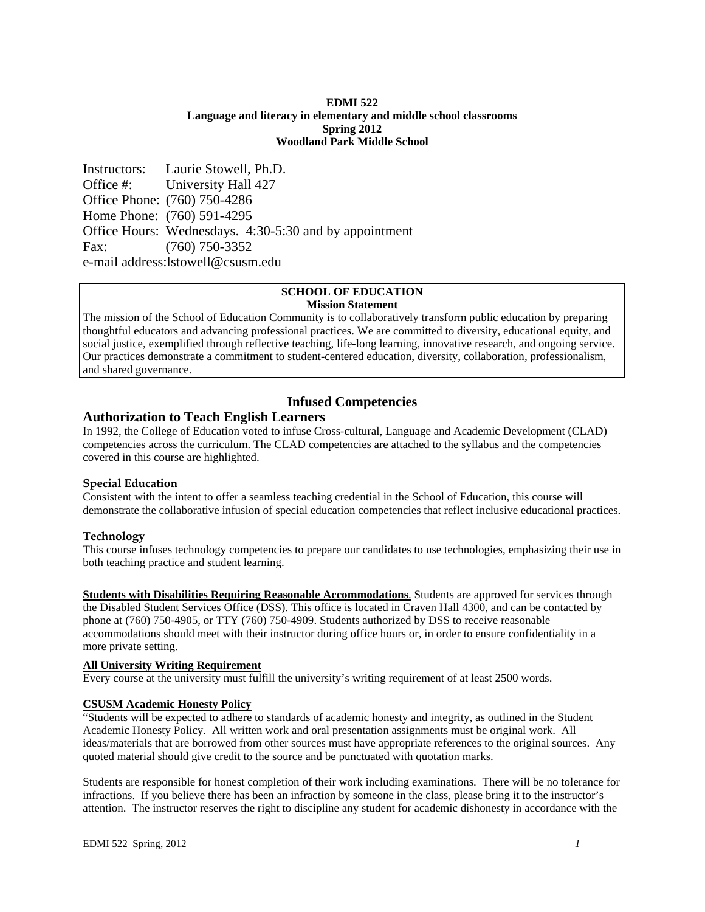**EDMI 522**
**Language and literacy in elementary and middle school classrooms**
**Spring 2012**
**Woodland Park Middle School**

Instructors: Laurie Stowell, Ph.D.
Office #: University Hall 427
Office Phone: (760) 750-4286
Home Phone: (760) 591-4295
Office Hours: Wednesdays. 4:30-5:30 and by appointment
Fax: (760) 750-3352
e-mail address:lstowell@csusm.edu

**SCHOOL OF EDUCATION**
**Mission Statement**

The mission of the School of Education Community is to collaboratively transform public education by preparing thoughtful educators and advancing professional practices. We are committed to diversity, educational equity, and social justice, exemplified through reflective teaching, life-long learning, innovative research, and ongoing service. Our practices demonstrate a commitment to student-centered education, diversity, collaboration, professionalism, and shared governance.

## Infused Competencies

## Authorization to Teach English Learners

In 1992, the College of Education voted to infuse Cross-cultural, Language and Academic Development (CLAD) competencies across the curriculum. The CLAD competencies are attached to the syllabus and the competencies covered in this course are highlighted.

### Special Education

Consistent with the intent to offer a seamless teaching credential in the School of Education, this course will demonstrate the collaborative infusion of special education competencies that reflect inclusive educational practices.

### Technology

This course infuses technology competencies to prepare our candidates to use technologies, emphasizing their use in both teaching practice and student learning.

**Students with Disabilities Requiring Reasonable Accommodations**. Students are approved for services through the Disabled Student Services Office (DSS). This office is located in Craven Hall 4300, and can be contacted by phone at (760) 750-4905, or TTY (760) 750-4909. Students authorized by DSS to receive reasonable accommodations should meet with their instructor during office hours or, in order to ensure confidentiality in a more private setting.

**All University Writing Requirement**

Every course at the university must fulfill the university's writing requirement of at least 2500 words.

**CSUSM Academic Honesty Policy**

"Students will be expected to adhere to standards of academic honesty and integrity, as outlined in the Student Academic Honesty Policy. All written work and oral presentation assignments must be original work. All ideas/materials that are borrowed from other sources must have appropriate references to the original sources. Any quoted material should give credit to the source and be punctuated with quotation marks.

Students are responsible for honest completion of their work including examinations. There will be no tolerance for infractions. If you believe there has been an infraction by someone in the class, please bring it to the instructor's attention. The instructor reserves the right to discipline any student for academic dishonesty in accordance with the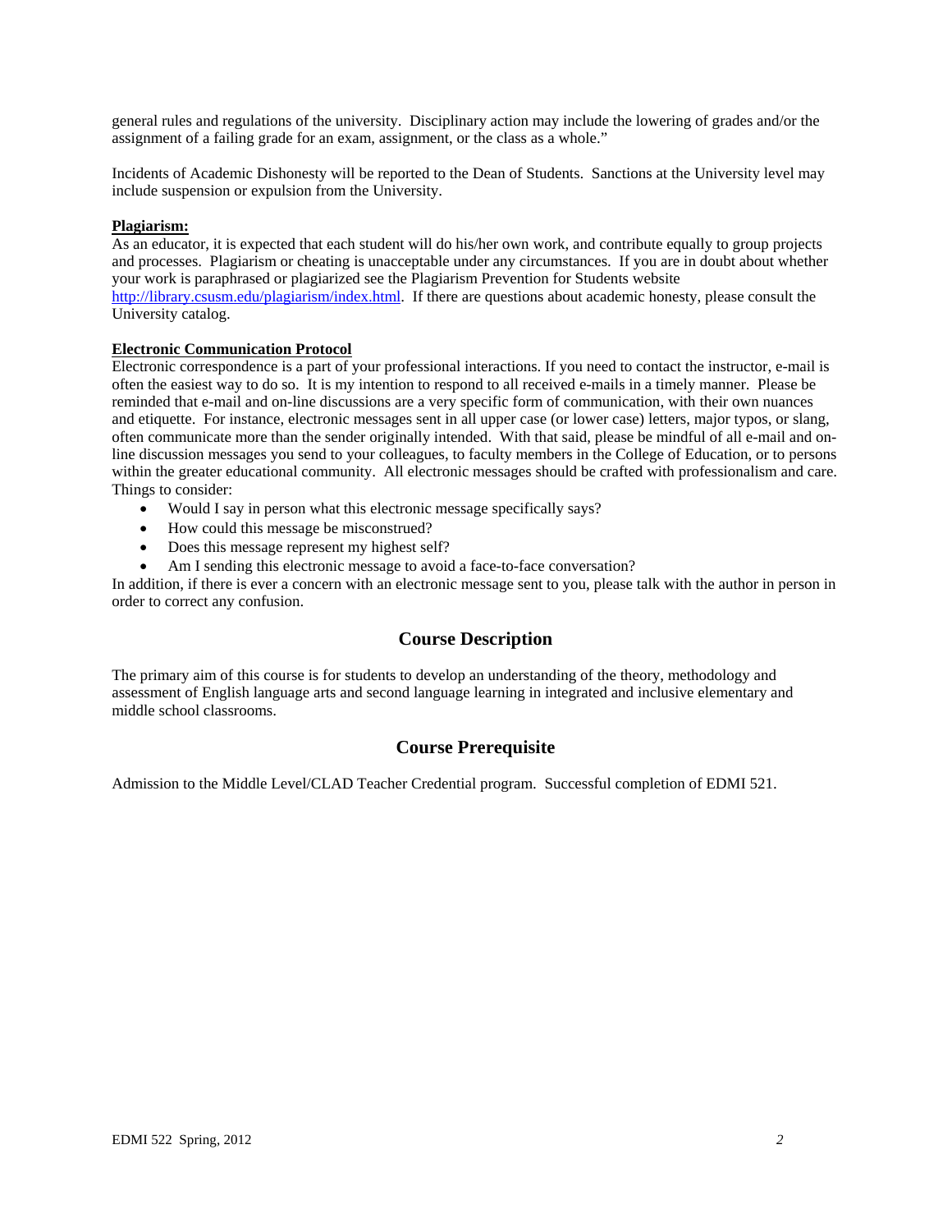general rules and regulations of the university. Disciplinary action may include the lowering of grades and/or the assignment of a failing grade for an exam, assignment, or the class as a whole."

Incidents of Academic Dishonesty will be reported to the Dean of Students. Sanctions at the University level may include suspension or expulsion from the University.

**Plagiarism:**

As an educator, it is expected that each student will do his/her own work, and contribute equally to group projects and processes. Plagiarism or cheating is unacceptable under any circumstances. If you are in doubt about whether your work is paraphrased or plagiarized see the Plagiarism Prevention for Students website http://library.csusm.edu/plagiarism/index.html. If there are questions about academic honesty, please consult the University catalog.

**Electronic Communication Protocol**

Electronic correspondence is a part of your professional interactions. If you need to contact the instructor, e-mail is often the easiest way to do so. It is my intention to respond to all received e-mails in a timely manner. Please be reminded that e-mail and on-line discussions are a very specific form of communication, with their own nuances and etiquette. For instance, electronic messages sent in all upper case (or lower case) letters, major typos, or slang, often communicate more than the sender originally intended. With that said, please be mindful of all e-mail and on-line discussion messages you send to your colleagues, to faculty members in the College of Education, or to persons within the greater educational community. All electronic messages should be crafted with professionalism and care. Things to consider:

- Would I say in person what this electronic message specifically says?
- How could this message be misconstrued?
- Does this message represent my highest self?
- Am I sending this electronic message to avoid a face-to-face conversation?

In addition, if there is ever a concern with an electronic message sent to you, please talk with the author in person in order to correct any confusion.

## Course Description

The primary aim of this course is for students to develop an understanding of the theory, methodology and assessment of English language arts and second language learning in integrated and inclusive elementary and middle school classrooms.

## Course Prerequisite

Admission to the Middle Level/CLAD Teacher Credential program. Successful completion of EDMI 521.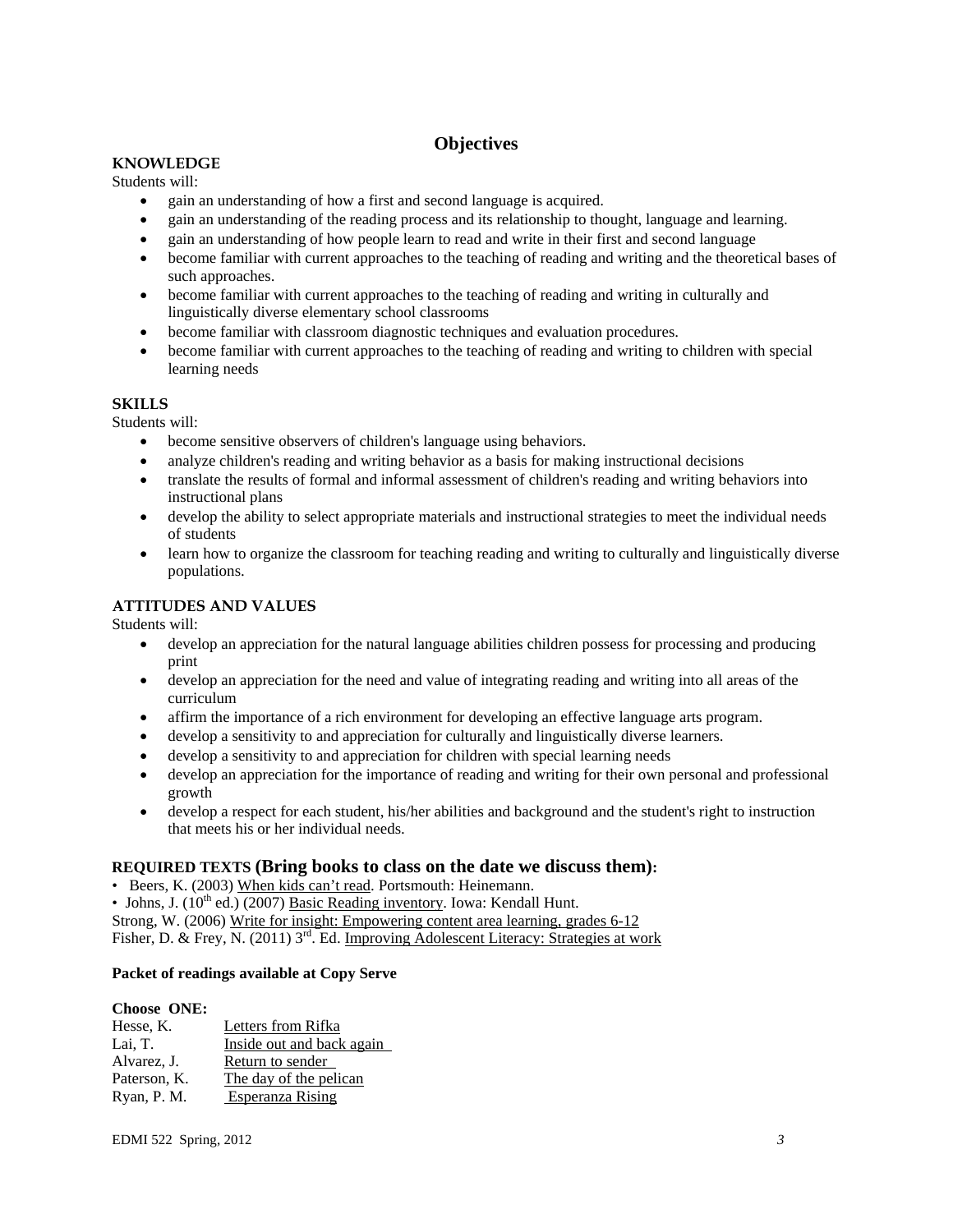## Objectives

### KNOWLEDGE

Students will:

- gain an understanding of how a first and second language is acquired.
- gain an understanding of the reading process and its relationship to thought, language and learning.
- gain an understanding of how people learn to read and write in their first and second language
- become familiar with current approaches to the teaching of reading and writing and the theoretical bases of such approaches.
- become familiar with current approaches to the teaching of reading and writing in culturally and linguistically diverse elementary school classrooms
- become familiar with classroom diagnostic techniques and evaluation procedures.
- become familiar with current approaches to the teaching of reading and writing to children with special learning needs

### SKILLS

Students will:

- become sensitive observers of children's language using behaviors.
- analyze children's reading and writing behavior as a basis for making instructional decisions
- translate the results of formal and informal assessment of children's reading and writing behaviors into instructional plans
- develop the ability to select appropriate materials and instructional strategies to meet the individual needs of students
- learn how to organize the classroom for teaching reading and writing to culturally and linguistically diverse populations.

### ATTITUDES AND VALUES

Students will:

- develop an appreciation for the natural language abilities children possess for processing and producing print
- develop an appreciation for the need and value of integrating reading and writing into all areas of the curriculum
- affirm the importance of a rich environment for developing an effective language arts program.
- develop a sensitivity to and appreciation for culturally and linguistically diverse learners.
- develop a sensitivity to and appreciation for children with special learning needs
- develop an appreciation for the importance of reading and writing for their own personal and professional growth
- develop a respect for each student, his/her abilities and background and the student's right to instruction that meets his or her individual needs.

### REQUIRED TEXTS (Bring books to class on the date we discuss them):

- Beers, K. (2003) When kids can't read. Portsmouth: Heinemann.
- Johns, J. (10th ed.) (2007) Basic Reading inventory. Iowa: Kendall Hunt.

Strong, W. (2006) Write for insight: Empowering content area learning, grades 6-12

Fisher, D. & Frey, N. (2011) 3rd. Ed. Improving Adolescent Literacy: Strategies at work

**Packet of readings available at Copy Serve**

**Choose ONE:**

| | |
|---|---|
| Hesse, K. | Letters from Rifka |
| Lai, T. | Inside out and back again |
| Alvarez, J. | Return to sender |
| Paterson, K. | The day of the pelican |
| Ryan, P. M. | Esperanza Rising |

EDMI 522 Spring, 2012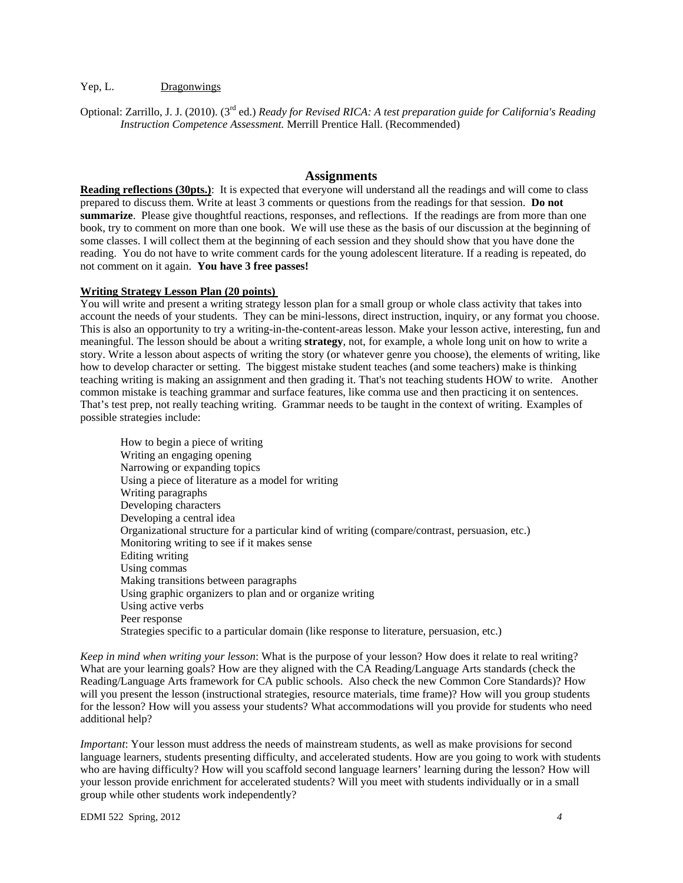Yep, L. <u>Dragonwings</u>

Optional: Zarrillo, J. J. (2010). (3rd ed.) *Ready for Revised RICA: A test preparation guide for California's Reading Instruction Competence Assessment.* Merrill Prentice Hall. (Recommended)

## Assignments

**<u>Reading reflections (30pts.)</u>**: It is expected that everyone will understand all the readings and will come to class prepared to discuss them. Write at least 3 comments or questions from the readings for that session. **Do not summarize**. Please give thoughtful reactions, responses, and reflections. If the readings are from more than one book, try to comment on more than one book. We will use these as the basis of our discussion at the beginning of some classes. I will collect them at the beginning of each session and they should show that you have done the reading. You do not have to write comment cards for the young adolescent literature. If a reading is repeated, do not comment on it again. **You have 3 free passes!**

**<u>Writing Strategy Lesson Plan (20 points)</u>**

You will write and present a writing strategy lesson plan for a small group or whole class activity that takes into account the needs of your students. They can be mini-lessons, direct instruction, inquiry, or any format you choose. This is also an opportunity to try a writing-in-the-content-areas lesson. Make your lesson active, interesting, fun and meaningful. The lesson should be about a writing **strategy**, not, for example, a whole long unit on how to write a story. Write a lesson about aspects of writing the story (or whatever genre you choose), the elements of writing, like how to develop character or setting. The biggest mistake student teaches (and some teachers) make is thinking teaching writing is making an assignment and then grading it. That's not teaching students HOW to write. Another common mistake is teaching grammar and surface features, like comma use and then practicing it on sentences. That's test prep, not really teaching writing. Grammar needs to be taught in the context of writing. Examples of possible strategies include:

- How to begin a piece of writing
- Writing an engaging opening
- Narrowing or expanding topics
- Using a piece of literature as a model for writing
- Writing paragraphs
- Developing characters
- Developing a central idea
- Organizational structure for a particular kind of writing (compare/contrast, persuasion, etc.)
- Monitoring writing to see if it makes sense
- Editing writing
- Using commas
- Making transitions between paragraphs
- Using graphic organizers to plan and or organize writing
- Using active verbs
- Peer response
- Strategies specific to a particular domain (like response to literature, persuasion, etc.)

*Keep in mind when writing your lesson*: What is the purpose of your lesson? How does it relate to real writing? What are your learning goals? How are they aligned with the CA Reading/Language Arts standards (check the Reading/Language Arts framework for CA public schools. Also check the new Common Core Standards)? How will you present the lesson (instructional strategies, resource materials, time frame)? How will you group students for the lesson? How will you assess your students? What accommodations will you provide for students who need additional help?

*Important*: Your lesson must address the needs of mainstream students, as well as make provisions for second language learners, students presenting difficulty, and accelerated students. How are you going to work with students who are having difficulty? How will you scaffold second language learners' learning during the lesson? How will your lesson provide enrichment for accelerated students? Will you meet with students individually or in a small group while other students work independently?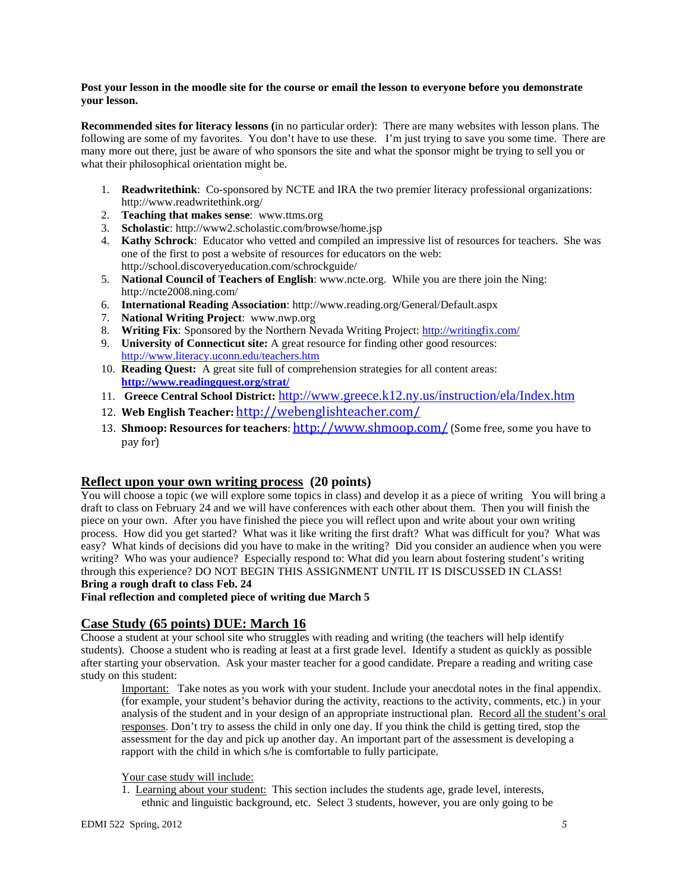**Post your lesson in the moodle site for the course or email the lesson to everyone before you demonstrate your lesson.**

**Recommended sites for literacy lessons (**in no particular order): There are many websites with lesson plans. The following are some of my favorites. You don't have to use these. I'm just trying to save you some time. There are many more out there, just be aware of who sponsors the site and what the sponsor might be trying to sell you or what their philosophical orientation might be.

1. **Readwritethink**: Co-sponsored by NCTE and IRA the two premier literacy professional organizations: http://www.readwritethink.org/
2. **Teaching that makes sense**: www.ttms.org
3. **Scholastic**: http://www2.scholastic.com/browse/home.jsp
4. **Kathy Schrock**: Educator who vetted and compiled an impressive list of resources for teachers. She was one of the first to post a website of resources for educators on the web: http://school.discoveryeducation.com/schrockguide/
5. **National Council of Teachers of English**: www.ncte.org. While you are there join the Ning: http://ncte2008.ning.com/
6. **International Reading Association**: http://www.reading.org/General/Default.aspx
7. **National Writing Project**: www.nwp.org
8. **Writing Fix**: Sponsored by the Northern Nevada Writing Project: http://writingfix.com/
9. **University of Connecticut site:** A great resource for finding other good resources: http://www.literacy.uconn.edu/teachers.htm
10. **Reading Quest:** A great site full of comprehension strategies for all content areas: **http://www.readingquest.org/strat/**
11. **Greece Central School District:** http://www.greece.k12.ny.us/instruction/ela/Index.htm
12. **Web English Teacher:** http://webenglishteacher.com/
13. **Shmoop: Resources for teachers**: http://www.shmoop.com/ (Some free, some you have to pay for)

## Reflect upon your own writing process (20 points)

You will choose a topic (we will explore some topics in class) and develop it as a piece of writing You will bring a draft to class on February 24 and we will have conferences with each other about them. Then you will finish the piece on your own. After you have finished the piece you will reflect upon and write about your own writing process. How did you get started? What was it like writing the first draft? What was difficult for you? What was easy? What kinds of decisions did you have to make in the writing? Did you consider an audience when you were writing? Who was your audience? Especially respond to: What did you learn about fostering student's writing through this experience? DO NOT BEGIN THIS ASSIGNMENT UNTIL IT IS DISCUSSED IN CLASS!

**Bring a rough draft to class Feb. 24**

**Final reflection and completed piece of writing due March 5**

## Case Study (65 points) DUE: March 16

Choose a student at your school site who struggles with reading and writing (the teachers will help identify students). Choose a student who is reading at least at a first grade level. Identify a student as quickly as possible after starting your observation. Ask your master teacher for a good candidate. Prepare a reading and writing case study on this student:

Important: Take notes as you work with your student. Include your anecdotal notes in the final appendix. (for example, your student's behavior during the activity, reactions to the activity, comments, etc.) in your analysis of the student and in your design of an appropriate instructional plan. Record all the student's oral responses. Don't try to assess the child in only one day. If you think the child is getting tired, stop the assessment for the day and pick up another day. An important part of the assessment is developing a rapport with the child in which s/he is comfortable to fully participate.

Your case study will include:

1. Learning about your student: This section includes the students age, grade level, interests, ethnic and linguistic background, etc. Select 3 students, however, you are only going to be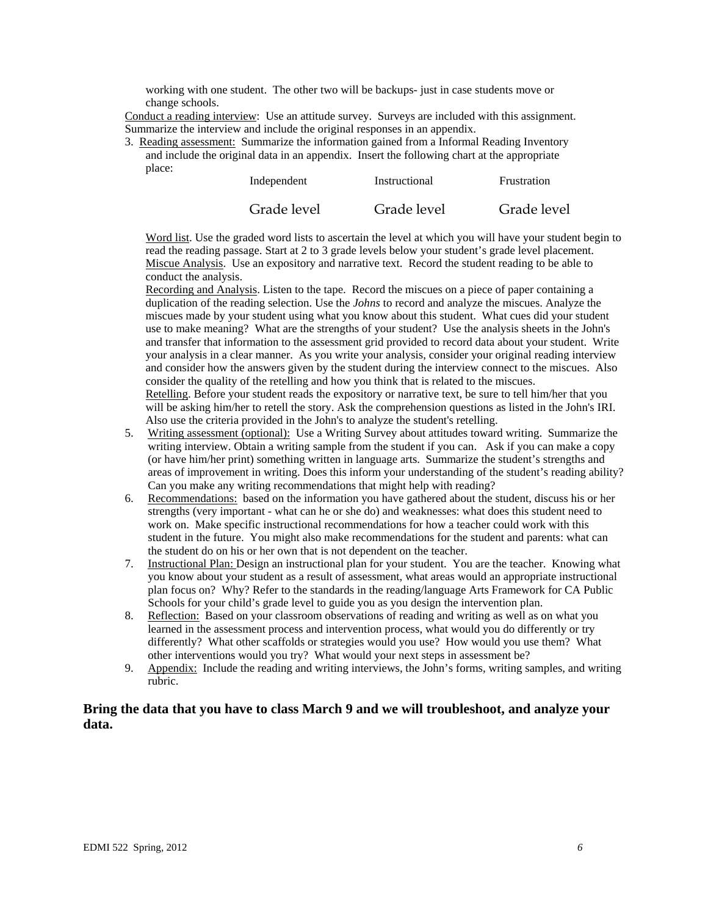working with one student. The other two will be backups- just in case students move or change schools.

Conduct a reading interview: Use an attitude survey. Surveys are included with this assignment. Summarize the interview and include the original responses in an appendix.

3. Reading assessment: Summarize the information gained from a Informal Reading Inventory and include the original data in an appendix. Insert the following chart at the appropriate place:

| Independent | Instructional | Frustration |
|---|---|---|
| Grade level | Grade level | Grade level |

Word list. Use the graded word lists to ascertain the level at which you will have your student begin to read the reading passage. Start at 2 to 3 grade levels below your student's grade level placement.

Miscue Analysis. Use an expository and narrative text. Record the student reading to be able to conduct the analysis.

Recording and Analysis. Listen to the tape. Record the miscues on a piece of paper containing a duplication of the reading selection. Use the *Johns* to record and analyze the miscues. Analyze the miscues made by your student using what you know about this student. What cues did your student use to make meaning? What are the strengths of your student? Use the analysis sheets in the John's and transfer that information to the assessment grid provided to record data about your student. Write your analysis in a clear manner. As you write your analysis, consider your original reading interview and consider how the answers given by the student during the interview connect to the miscues. Also consider the quality of the retelling and how you think that is related to the miscues.

Retelling. Before your student reads the expository or narrative text, be sure to tell him/her that you will be asking him/her to retell the story. Ask the comprehension questions as listed in the John's IRI. Also use the criteria provided in the John's to analyze the student's retelling.

5. Writing assessment (optional): Use a Writing Survey about attitudes toward writing. Summarize the writing interview. Obtain a writing sample from the student if you can. Ask if you can make a copy (or have him/her print) something written in language arts. Summarize the student's strengths and areas of improvement in writing. Does this inform your understanding of the student's reading ability? Can you make any writing recommendations that might help with reading?
6. Recommendations: based on the information you have gathered about the student, discuss his or her strengths (very important - what can he or she do) and weaknesses: what does this student need to work on. Make specific instructional recommendations for how a teacher could work with this student in the future. You might also make recommendations for the student and parents: what can the student do on his or her own that is not dependent on the teacher.
7. Instructional Plan: Design an instructional plan for your student. You are the teacher. Knowing what you know about your student as a result of assessment, what areas would an appropriate instructional plan focus on? Why? Refer to the standards in the reading/language Arts Framework for CA Public Schools for your child's grade level to guide you as you design the intervention plan.
8. Reflection: Based on your classroom observations of reading and writing as well as on what you learned in the assessment process and intervention process, what would you do differently or try differently? What other scaffolds or strategies would you use? How would you use them? What other interventions would you try? What would your next steps in assessment be?
9. Appendix: Include the reading and writing interviews, the John's forms, writing samples, and writing rubric.

**Bring the data that you have to class March 9 and we will troubleshoot, and analyze your data.**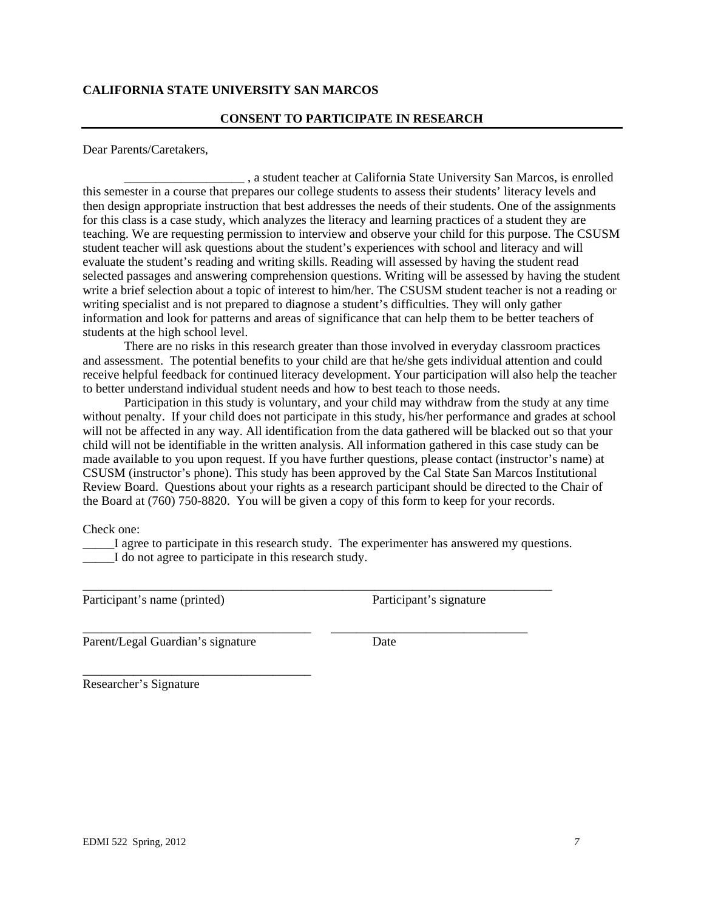**CALIFORNIA STATE UNIVERSITY SAN MARCOS**

**CONSENT TO PARTICIPATE IN RESEARCH**

Dear Parents/Caretakers,

___________________ , a student teacher at California State University San Marcos, is enrolled this semester in a course that prepares our college students to assess their students' literacy levels and then design appropriate instruction that best addresses the needs of their students. One of the assignments for this class is a case study, which analyzes the literacy and learning practices of a student they are teaching. We are requesting permission to interview and observe your child for this purpose. The CSUSM student teacher will ask questions about the student's experiences with school and literacy and will evaluate the student's reading and writing skills. Reading will assessed by having the student read selected passages and answering comprehension questions. Writing will be assessed by having the student write a brief selection about a topic of interest to him/her. The CSUSM student teacher is not a reading or writing specialist and is not prepared to diagnose a student's difficulties. They will only gather information and look for patterns and areas of significance that can help them to be better teachers of students at the high school level.

There are no risks in this research greater than those involved in everyday classroom practices and assessment. The potential benefits to your child are that he/she gets individual attention and could receive helpful feedback for continued literacy development. Your participation will also help the teacher to better understand individual student needs and how to best teach to those needs.

Participation in this study is voluntary, and your child may withdraw from the study at any time without penalty. If your child does not participate in this study, his/her performance and grades at school will not be affected in any way. All identification from the data gathered will be blacked out so that your child will not be identifiable in the written analysis. All information gathered in this case study can be made available to you upon request. If you have further questions, please contact (instructor's name) at CSUSM (instructor's phone). This study has been approved by the Cal State San Marcos Institutional Review Board. Questions about your rights as a research participant should be directed to the Chair of the Board at (760) 750-8820. You will be given a copy of this form to keep for your records.

Check one:

_____I agree to participate in this research study. The experimenter has answered my questions.

_____I do not agree to participate in this research study.

_______________________________________________________________________________

Participant's name (printed) Participant's signature

_____________________________________ _______________________________

Parent/Legal Guardian's signature Date

_____________________________________

Researcher's Signature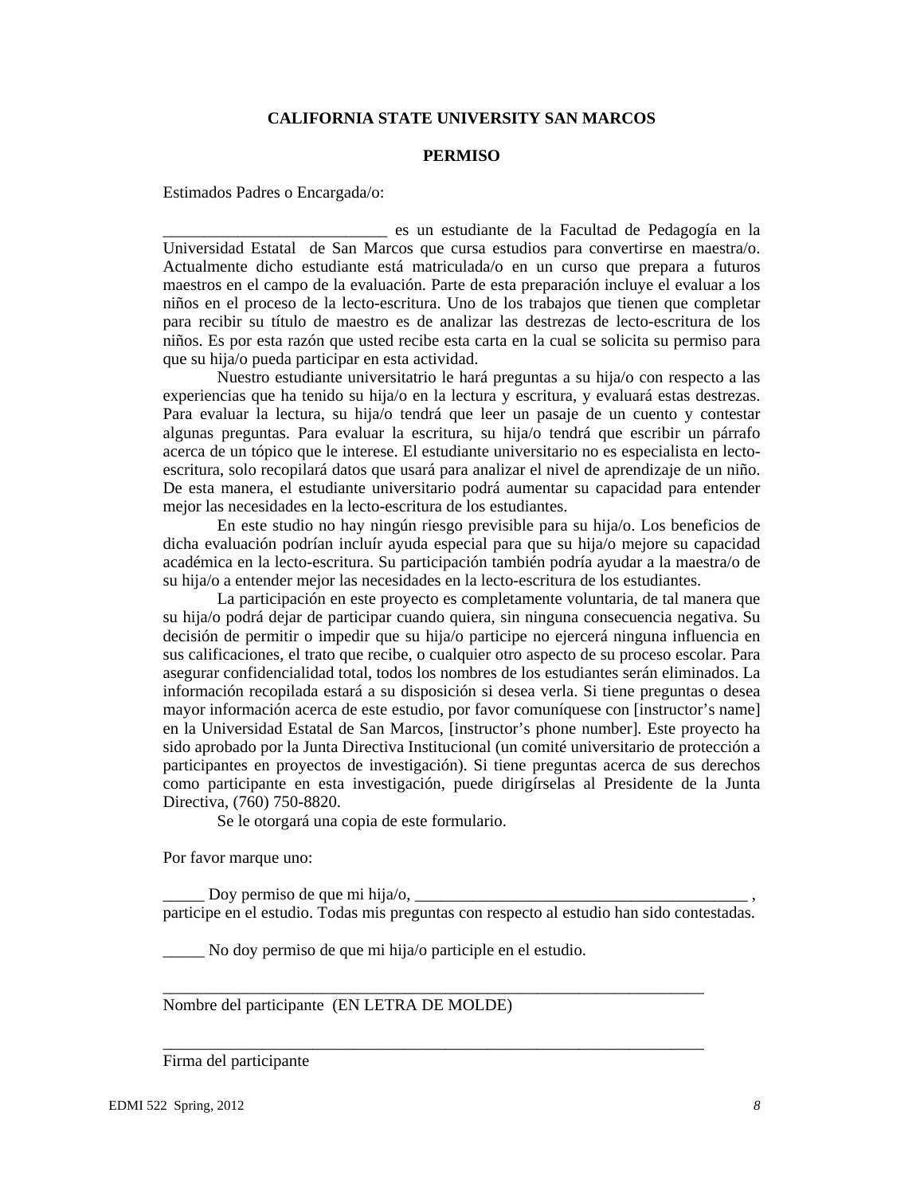**CALIFORNIA STATE UNIVERSITY SAN MARCOS**

**PERMISO**

Estimados Padres o Encargada/o:

___________________________ es un estudiante de la Facultad de Pedagogía en la Universidad Estatal de San Marcos que cursa estudios para convertirse en maestra/o. Actualmente dicho estudiante está matriculada/o en un curso que prepara a futuros maestros en el campo de la evaluación. Parte de esta preparación incluye el evaluar a los niños en el proceso de la lecto-escritura. Uno de los trabajos que tienen que completar para recibir su título de maestro es de analizar las destrezas de lecto-escritura de los niños. Es por esta razón que usted recibe esta carta en la cual se solicita su permiso para que su hija/o pueda participar en esta actividad.

Nuestro estudiante universitatrio le hará preguntas a su hija/o con respecto a las experiencias que ha tenido su hija/o en la lectura y escritura, y evaluará estas destrezas. Para evaluar la lectura, su hija/o tendrá que leer un pasaje de un cuento y contestar algunas preguntas. Para evaluar la escritura, su hija/o tendrá que escribir un párrafo acerca de un tópico que le interese. El estudiante universitario no es especialista en lecto-escritura, solo recopilará datos que usará para analizar el nivel de aprendizaje de un niño. De esta manera, el estudiante universitario podrá aumentar su capacidad para entender mejor las necesidades en la lecto-escritura de los estudiantes.

En este studio no hay ningún riesgo previsible para su hija/o. Los beneficios de dicha evaluación podrían incluír ayuda especial para que su hija/o mejore su capacidad académica en la lecto-escritura. Su participación también podría ayudar a la maestra/o de su hija/o a entender mejor las necesidades en la lecto-escritura de los estudiantes.

La participación en este proyecto es completamente voluntaria, de tal manera que su hija/o podrá dejar de participar cuando quiera, sin ninguna consecuencia negativa. Su decisión de permitir o impedir que su hija/o participe no ejercerá ninguna influencia en sus calificaciones, el trato que recibe, o cualquier otro aspecto de su proceso escolar. Para asegurar confidencialidad total, todos los nombres de los estudiantes serán eliminados. La información recopilada estará a su disposición si desea verla. Si tiene preguntas o desea mayor información acerca de este estudio, por favor comuníquese con [instructor's name] en la Universidad Estatal de San Marcos, [instructor's phone number]. Este proyecto ha sido aprobado por la Junta Directiva Institucional (un comité universitario de protección a participantes en proyectos de investigación). Si tiene preguntas acerca de sus derechos como participante en esta investigación, puede dirigírselas al Presidente de la Junta Directiva, (760) 750-8820.

Se le otorgará una copia de este formulario.

Por favor marque uno:

_____ Doy permiso de que mi hija/o, ________________________________________ , participe en el estudio. Todas mis preguntas con respecto al estudio han sido contestadas.

_____ No doy permiso de que mi hija/o participle en el estudio.

___________________________________________________________________
Nombre del participante (EN LETRA DE MOLDE)

___________________________________________________________________
Firma del participante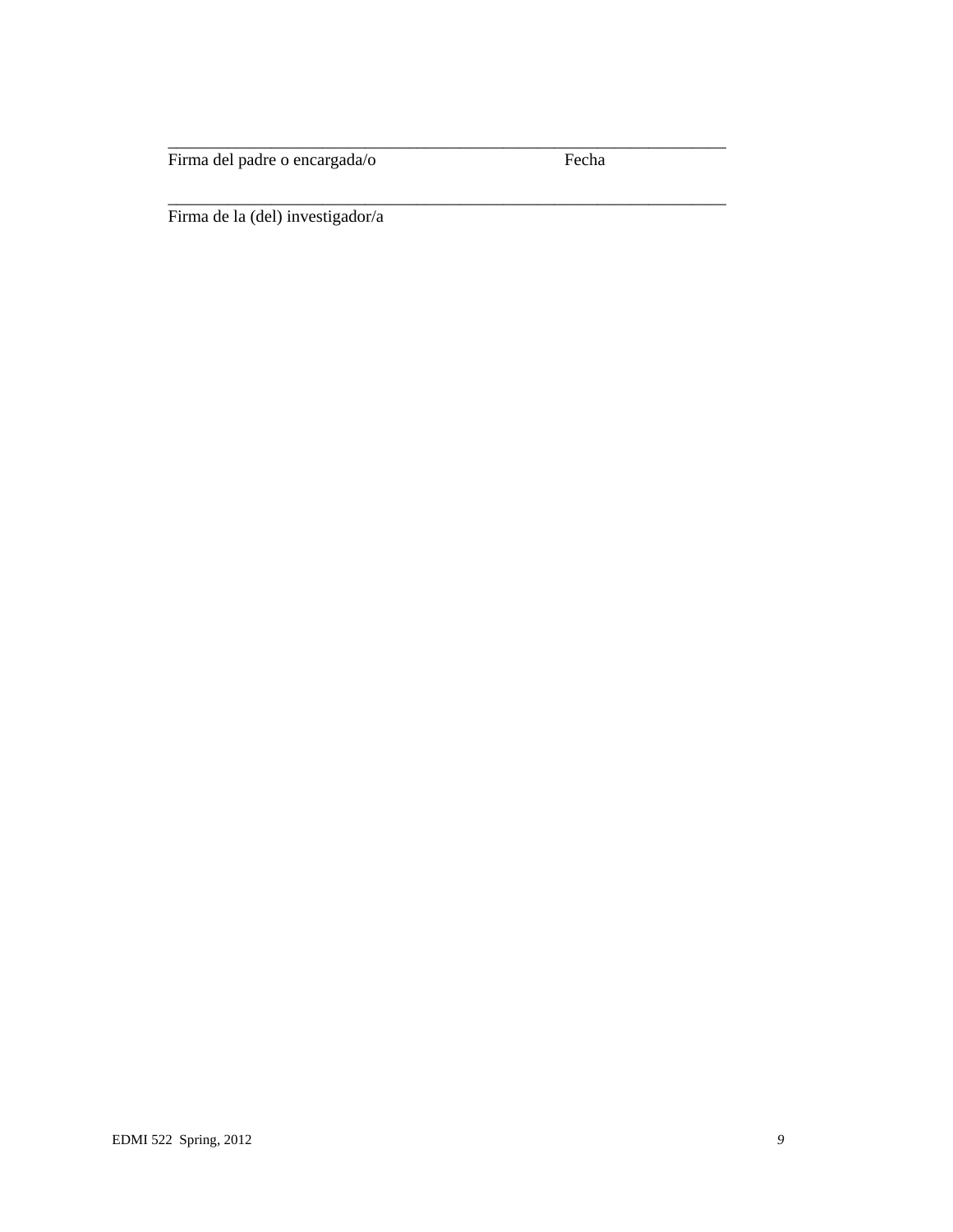_______________________________________________________________

Firma del padre o encargada/o                                        Fecha

_______________________________________________________________

Firma de la (del) investigador/a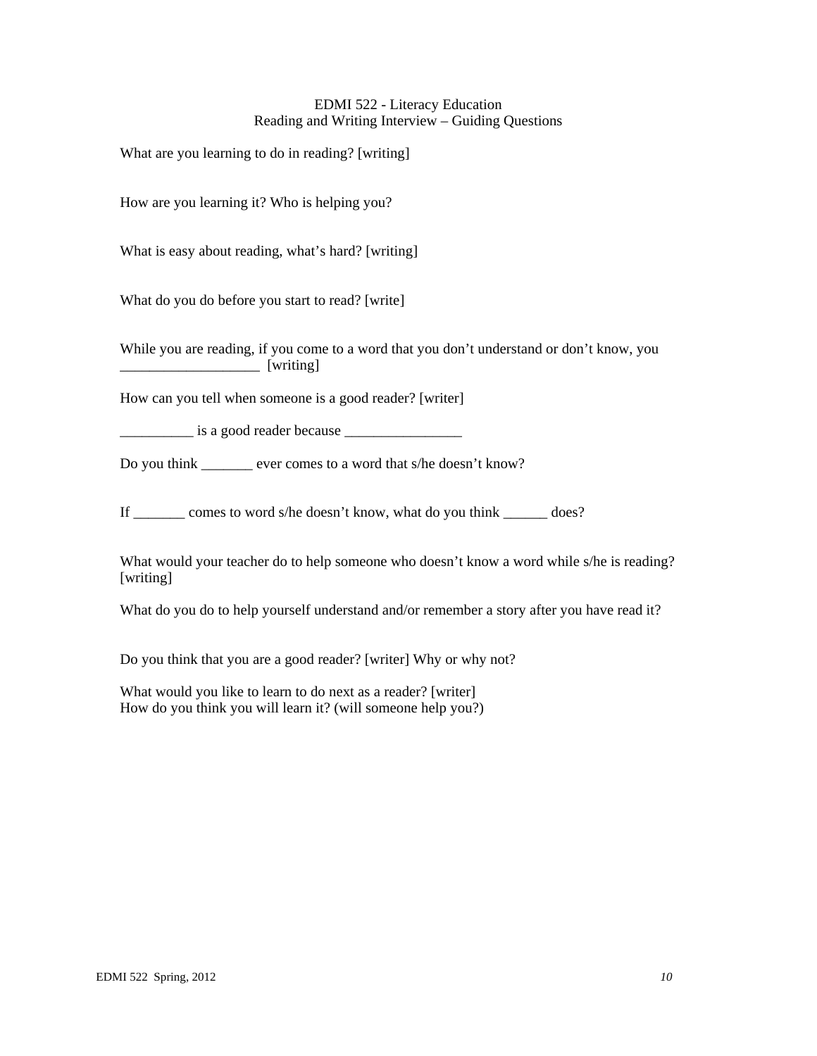EDMI 522 - Literacy Education
Reading and Writing Interview – Guiding Questions

What are you learning to do in reading? [writing]

How are you learning it? Who is helping you?

What is easy about reading, what's hard? [writing]

What do you do before you start to read? [write]

While you are reading, if you come to a word that you don't understand or don't know, you ___________________ [writing]

How can you tell when someone is a good reader? [writer]

__________ is a good reader because ________________

Do you think _______ ever comes to a word that s/he doesn't know?

If _______ comes to word s/he doesn't know, what do you think ______ does?

What would your teacher do to help someone who doesn't know a word while s/he is reading? [writing]

What do you do to help yourself understand and/or remember a story after you have read it?

Do you think that you are a good reader? [writer] Why or why not?

What would you like to learn to do next as a reader? [writer]
How do you think you will learn it? (will someone help you?)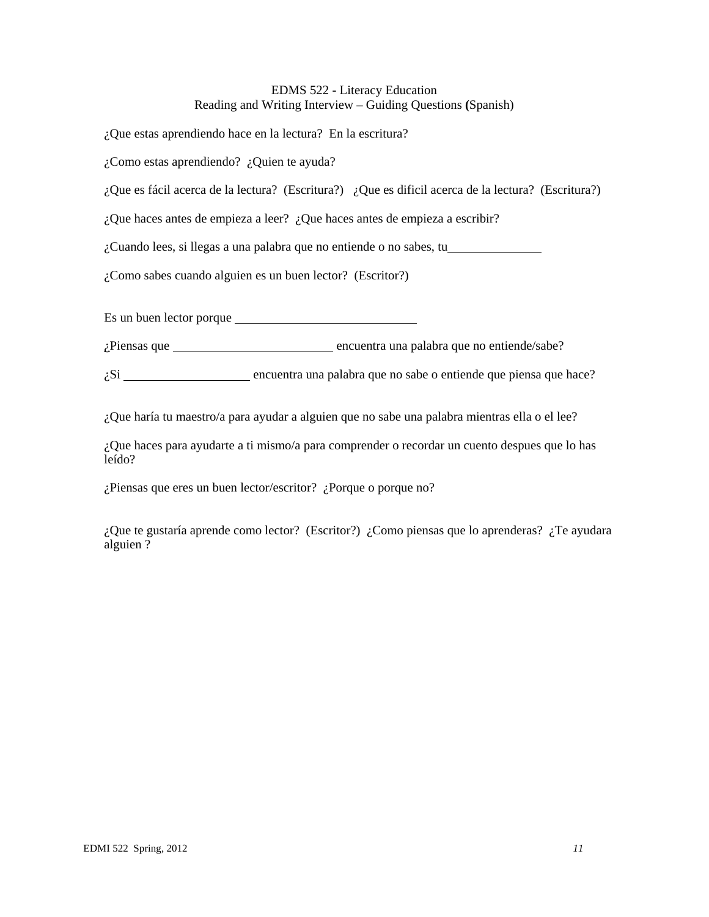EDMS 522 - Literacy Education
Reading and Writing Interview – Guiding Questions (Spanish)

¿Que estas aprendiendo hace en la lectura?  En la escritura?

¿Como estas aprendiendo?  ¿Quien te ayuda?

¿Que es fácil acerca de la lectura?  (Escritura?)   ¿Que es dificil acerca de la lectura?  (Escritura?)

¿Que haces antes de empieza a leer?  ¿Que haces antes de empieza a escribir?

¿Cuando lees, si llegas a una palabra que no entiende o no sabes, tu_______________

¿Como sabes cuando alguien es un buen lector?  (Escritor?)

Es un buen lector porque ______________________________

¿Piensas que __________________________ encuentra una palabra que no entiende/sabe?

¿Si ____________________ encuentra una palabra que no sabe o entiende que piensa que hace?

¿Que haría tu maestro/a para ayudar a alguien que no sabe una palabra mientras ella o el lee?

¿Que haces para ayudarte a ti mismo/a para comprender o recordar un cuento despues que lo has leído?

¿Piensas que eres un buen lector/escritor?  ¿Porque o porque no?

¿Que te gustaría aprende como lector?  (Escritor?)  ¿Como piensas que lo aprenderas?  ¿Te ayudara alguien ?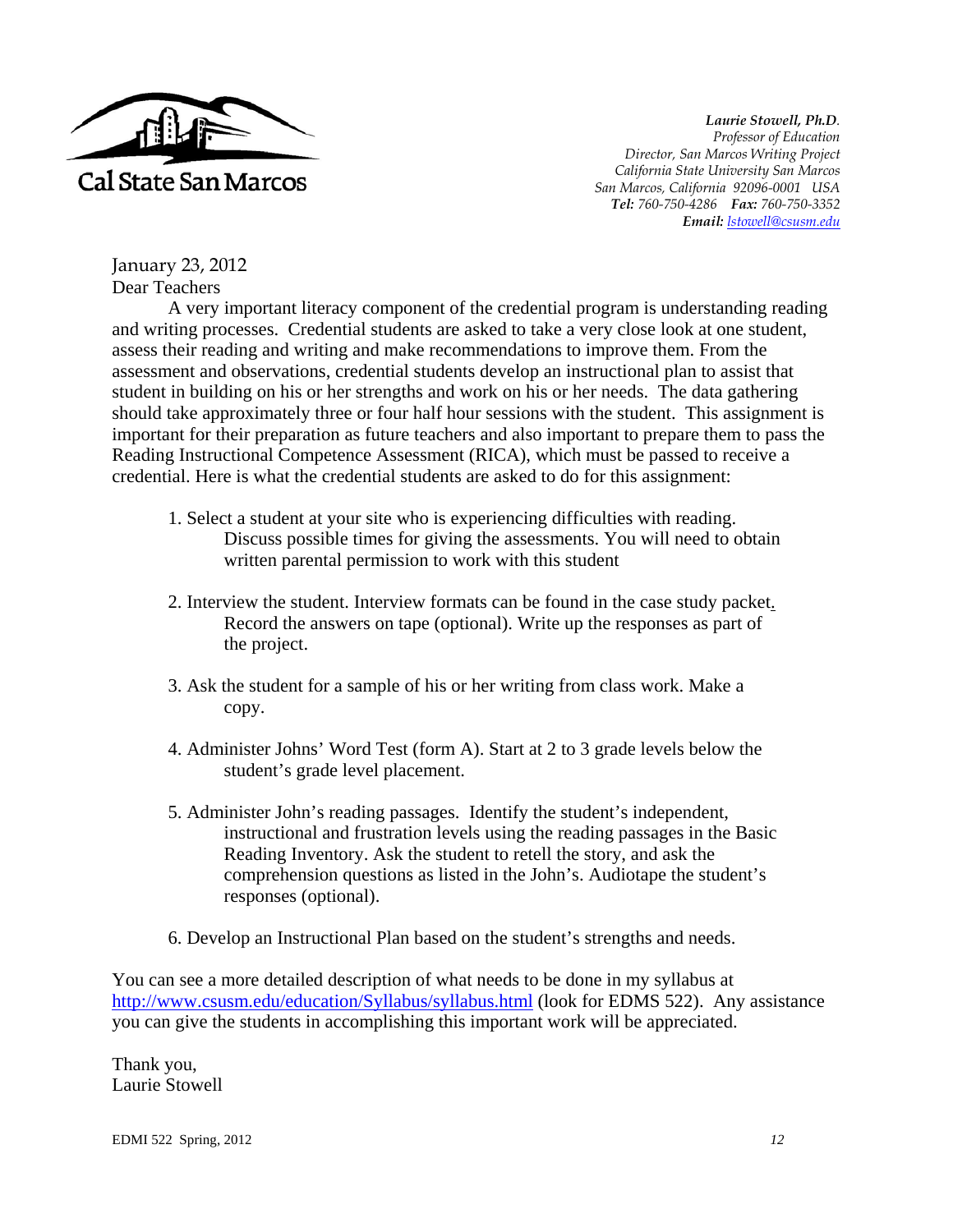Cal State San Marcos

***Laurie Stowell, Ph.D.***
*Professor of Education*
*Director, San Marcos Writing Project*
*California State University San Marcos*
*San Marcos, California 92096-0001 USA*
***Tel:*** *760-750-4286* ***Fax:*** *760-750-3352*
***Email:*** *lstowell@csusm.edu*

January 23, 2012

Dear Teachers

A very important literacy component of the credential program is understanding reading and writing processes. Credential students are asked to take a very close look at one student, assess their reading and writing and make recommendations to improve them. From the assessment and observations, credential students develop an instructional plan to assist that student in building on his or her strengths and work on his or her needs. The data gathering should take approximately three or four half hour sessions with the student. This assignment is important for their preparation as future teachers and also important to prepare them to pass the Reading Instructional Competence Assessment (RICA), which must be passed to receive a credential. Here is what the credential students are asked to do for this assignment:

1. Select a student at your site who is experiencing difficulties with reading. Discuss possible times for giving the assessments. You will need to obtain written parental permission to work with this student

2. Interview the student. Interview formats can be found in the case study packet. Record the answers on tape (optional). Write up the responses as part of the project.

3. Ask the student for a sample of his or her writing from class work. Make a copy.

4. Administer Johns' Word Test (form A). Start at 2 to 3 grade levels below the student's grade level placement.

5. Administer John's reading passages. Identify the student's independent, instructional and frustration levels using the reading passages in the Basic Reading Inventory. Ask the student to retell the story, and ask the comprehension questions as listed in the John's. Audiotape the student's responses (optional).

6. Develop an Instructional Plan based on the student's strengths and needs.

You can see a more detailed description of what needs to be done in my syllabus at http://www.csusm.edu/education/Syllabus/syllabus.html (look for EDMS 522). Any assistance you can give the students in accomplishing this important work will be appreciated.

Thank you,
Laurie Stowell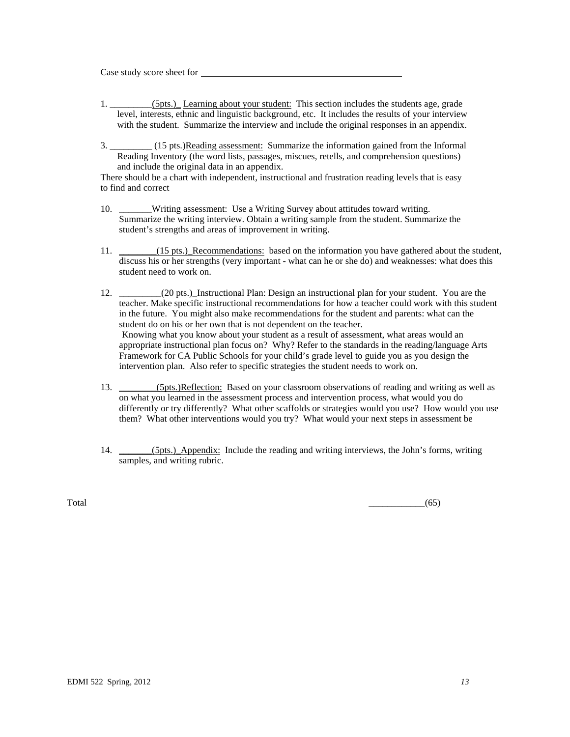Case study score sheet for \_\_\_\_\_\_\_\_\_\_\_\_\_\_\_\_\_\_\_\_\_\_\_\_\_\_\_\_\_\_\_\_\_\_\_\_\_\_\_\_\_\_\_\_

1. \_\_\_\_\_\_\_\_\_(5pts.) Learning about your student: This section includes the students age, grade level, interests, ethnic and linguistic background, etc. It includes the results of your interview with the student. Summarize the interview and include the original responses in an appendix.

3. \_\_\_\_\_\_\_\_\_ (15 pts.)Reading assessment: Summarize the information gained from the Informal Reading Inventory (the word lists, passages, miscues, retells, and comprehension questions) and include the original data in an appendix.

There should be a chart with independent, instructional and frustration reading levels that is easy to find and correct

10. \_\_\_\_\_\_\_Writing assessment: Use a Writing Survey about attitudes toward writing. Summarize the writing interview. Obtain a writing sample from the student. Summarize the student's strengths and areas of improvement in writing.

11. \_\_\_\_\_\_\_\_(15 pts.) Recommendations: based on the information you have gathered about the student, discuss his or her strengths (very important - what can he or she do) and weaknesses: what does this student need to work on.

12. \_\_\_\_\_\_\_\_\_(20 pts.) Instructional Plan: Design an instructional plan for your student. You are the teacher. Make specific instructional recommendations for how a teacher could work with this student in the future. You might also make recommendations for the student and parents: what can the student do on his or her own that is not dependent on the teacher.
Knowing what you know about your student as a result of assessment, what areas would an appropriate instructional plan focus on? Why? Refer to the standards in the reading/language Arts Framework for CA Public Schools for your child's grade level to guide you as you design the intervention plan. Also refer to specific strategies the student needs to work on.

13. \_\_\_\_\_\_\_\_(5pts.)Reflection: Based on your classroom observations of reading and writing as well as on what you learned in the assessment process and intervention process, what would you do differently or try differently? What other scaffolds or strategies would you use? How would you use them? What other interventions would you try? What would your next steps in assessment be

14. \_\_\_\_\_\_\_(5pts.) Appendix: Include the reading and writing interviews, the John's forms, writing samples, and writing rubric.

Total \_\_\_\_\_\_\_\_\_\_\_\_(65)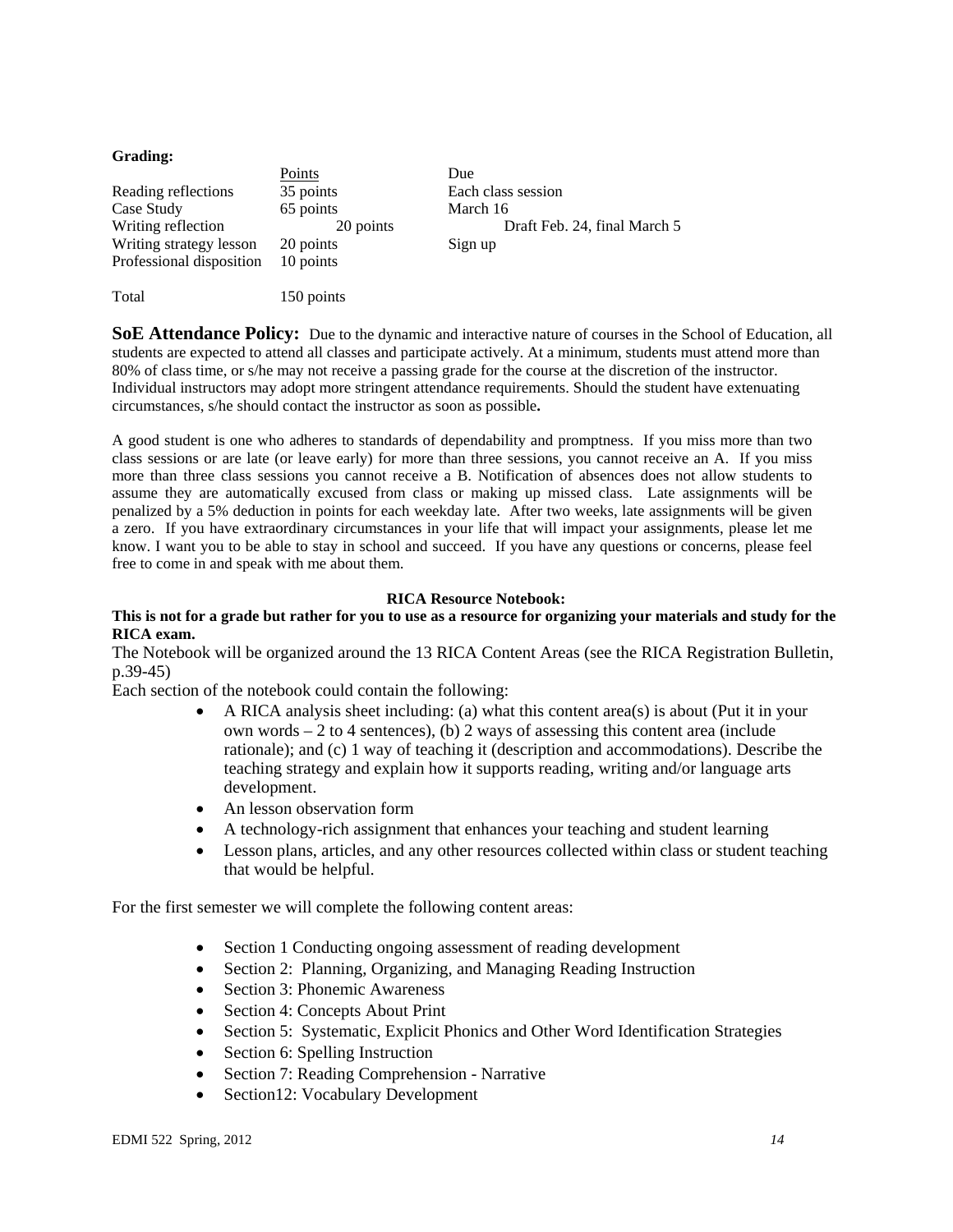**Grading:**

| | Points | Due |
|---|---|---|
| Reading reflections | 35 points | Each class session |
| Case Study | 65 points | March 16 |
| Writing reflection | 20 points | Draft Feb. 24, final March 5 |
| Writing strategy lesson | 20 points | Sign up |
| Professional disposition | 10 points | |
| Total | 150 points | |

**SoE Attendance Policy:** Due to the dynamic and interactive nature of courses in the School of Education, all students are expected to attend all classes and participate actively. At a minimum, students must attend more than 80% of class time, or s/he may not receive a passing grade for the course at the discretion of the instructor. Individual instructors may adopt more stringent attendance requirements. Should the student have extenuating circumstances, s/he should contact the instructor as soon as possible**.**

A good student is one who adheres to standards of dependability and promptness. If you miss more than two class sessions or are late (or leave early) for more than three sessions, you cannot receive an A. If you miss more than three class sessions you cannot receive a B. Notification of absences does not allow students to assume they are automatically excused from class or making up missed class. Late assignments will be penalized by a 5% deduction in points for each weekday late. After two weeks, late assignments will be given a zero. If you have extraordinary circumstances in your life that will impact your assignments, please let me know. I want you to be able to stay in school and succeed. If you have any questions or concerns, please feel free to come in and speak with me about them.

**RICA Resource Notebook:**

**This is not for a grade but rather for you to use as a resource for organizing your materials and study for the RICA exam.**

The Notebook will be organized around the 13 RICA Content Areas (see the RICA Registration Bulletin, p.39-45)

Each section of the notebook could contain the following:

- A RICA analysis sheet including: (a) what this content area(s) is about (Put it in your own words – 2 to 4 sentences), (b) 2 ways of assessing this content area (include rationale); and (c) 1 way of teaching it (description and accommodations). Describe the teaching strategy and explain how it supports reading, writing and/or language arts development.
- An lesson observation form
- A technology-rich assignment that enhances your teaching and student learning
- Lesson plans, articles, and any other resources collected within class or student teaching that would be helpful.

For the first semester we will complete the following content areas:

- Section 1 Conducting ongoing assessment of reading development
- Section 2: Planning, Organizing, and Managing Reading Instruction
- Section 3: Phonemic Awareness
- Section 4: Concepts About Print
- Section 5: Systematic, Explicit Phonics and Other Word Identification Strategies
- Section 6: Spelling Instruction
- Section 7: Reading Comprehension - Narrative
- Section12: Vocabulary Development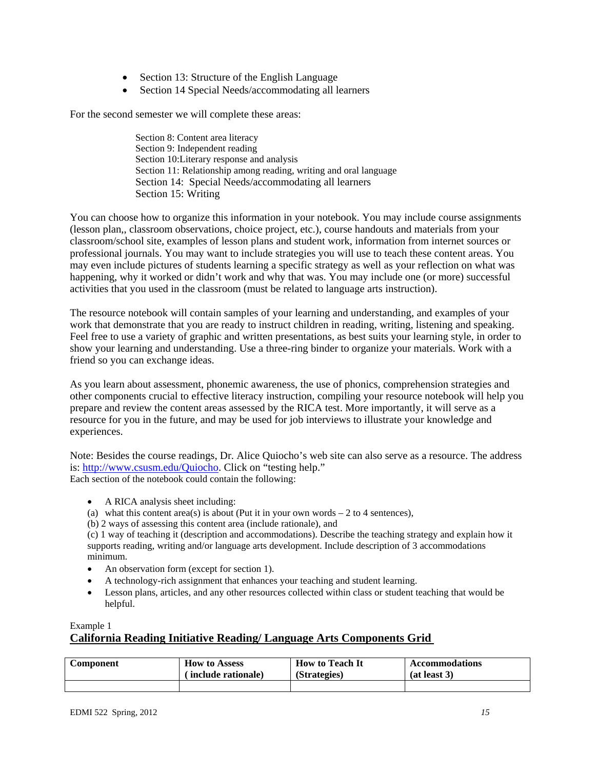- Section 13: Structure of the English Language
- Section 14 Special Needs/accommodating all learners

For the second semester we will complete these areas:

Section 8: Content area literacy
Section 9: Independent reading
Section 10:Literary response and analysis
Section 11: Relationship among reading, writing and oral language
Section 14: Special Needs/accommodating all learners
Section 15: Writing

You can choose how to organize this information in your notebook. You may include course assignments (lesson plan,, classroom observations, choice project, etc.), course handouts and materials from your classroom/school site, examples of lesson plans and student work, information from internet sources or professional journals. You may want to include strategies you will use to teach these content areas. You may even include pictures of students learning a specific strategy as well as your reflection on what was happening, why it worked or didn't work and why that was. You may include one (or more) successful activities that you used in the classroom (must be related to language arts instruction).

The resource notebook will contain samples of your learning and understanding, and examples of your work that demonstrate that you are ready to instruct children in reading, writing, listening and speaking. Feel free to use a variety of graphic and written presentations, as best suits your learning style, in order to show your learning and understanding. Use a three-ring binder to organize your materials. Work with a friend so you can exchange ideas.

As you learn about assessment, phonemic awareness, the use of phonics, comprehension strategies and other components crucial to effective literacy instruction, compiling your resource notebook will help you prepare and review the content areas assessed by the RICA test. More importantly, it will serve as a resource for you in the future, and may be used for job interviews to illustrate your knowledge and experiences.

Note: Besides the course readings, Dr. Alice Quiocho's web site can also serve as a resource. The address is: http://www.csusm.edu/Quiocho. Click on "testing help."
Each section of the notebook could contain the following:

- A RICA analysis sheet including:

(a) what this content area(s) is about (Put it in your own words – 2 to 4 sentences),
(b) 2 ways of assessing this content area (include rationale), and
(c) 1 way of teaching it (description and accommodations). Describe the teaching strategy and explain how it supports reading, writing and/or language arts development. Include description of 3 accommodations minimum.

- An observation form (except for section 1).
- A technology-rich assignment that enhances your teaching and student learning.
- Lesson plans, articles, and any other resources collected within class or student teaching that would be helpful.

Example 1

**California Reading Initiative Reading/ Language Arts Components Grid**

| Component | How to Assess ( include rationale) | How to Teach It (Strategies) | Accommodations (at least 3) |
|---|---|---|---|
| | | | |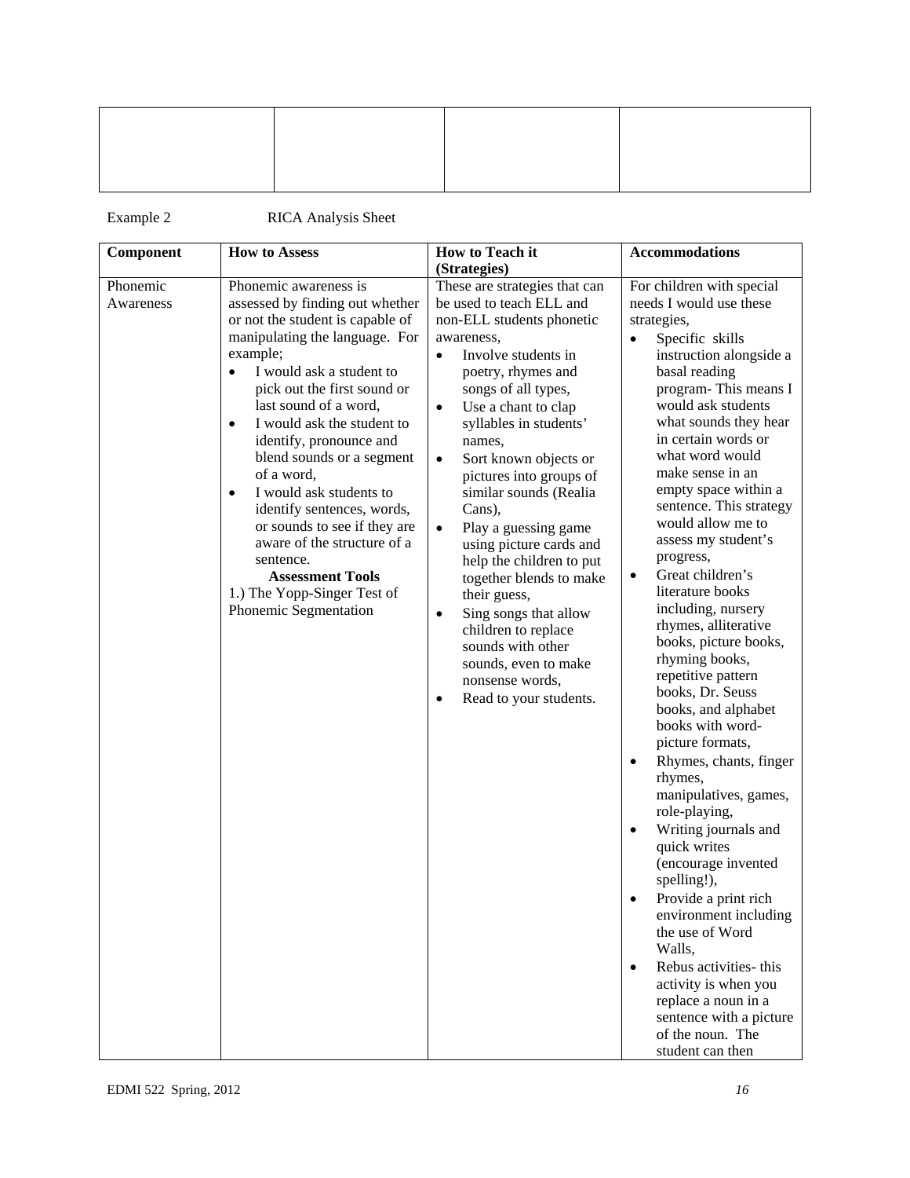| | | | |
|---|---|---|---|
| | | | |

Example 2 RICA Analysis Sheet

| Component | How to Assess | How to Teach it (Strategies) | Accommodations |
|---|---|---|---|
| Phonemic Awareness | Phonemic awareness is assessed by finding out whether or not the student is capable of manipulating the language. For example; <br>• I would ask a student to pick out the first sound or last sound of a word, <br>• I would ask the student to identify, pronounce and blend sounds or a segment of a word, <br>• I would ask students to identify sentences, words, or sounds to see if they are aware of the structure of a sentence. <br>**Assessment Tools** <br>1.) The Yopp-Singer Test of Phonemic Segmentation | These are strategies that can be used to teach ELL and non-ELL students phonetic awareness, <br>• Involve students in poetry, rhymes and songs of all types, <br>• Use a chant to clap syllables in students' names, <br>• Sort known objects or pictures into groups of similar sounds (Realia Cans), <br>• Play a guessing game using picture cards and help the children to put together blends to make their guess, <br>• Sing songs that allow children to replace sounds with other sounds, even to make nonsense words, <br>• Read to your students. | For children with special needs I would use these strategies, <br>• Specific skills instruction alongside a basal reading program- This means I would ask students what sounds they hear in certain words or what word would make sense in an empty space within a sentence. This strategy would allow me to assess my student's progress, <br>• Great children's literature books including, nursery rhymes, alliterative books, picture books, rhyming books, repetitive pattern books, Dr. Seuss books, and alphabet books with word-picture formats, <br>• Rhymes, chants, finger rhymes, manipulatives, games, role-playing, <br>• Writing journals and quick writes (encourage invented spelling!), <br>• Provide a print rich environment including the use of Word Walls, <br>• Rebus activities- this activity is when you replace a noun in a sentence with a picture of the noun. The student can then |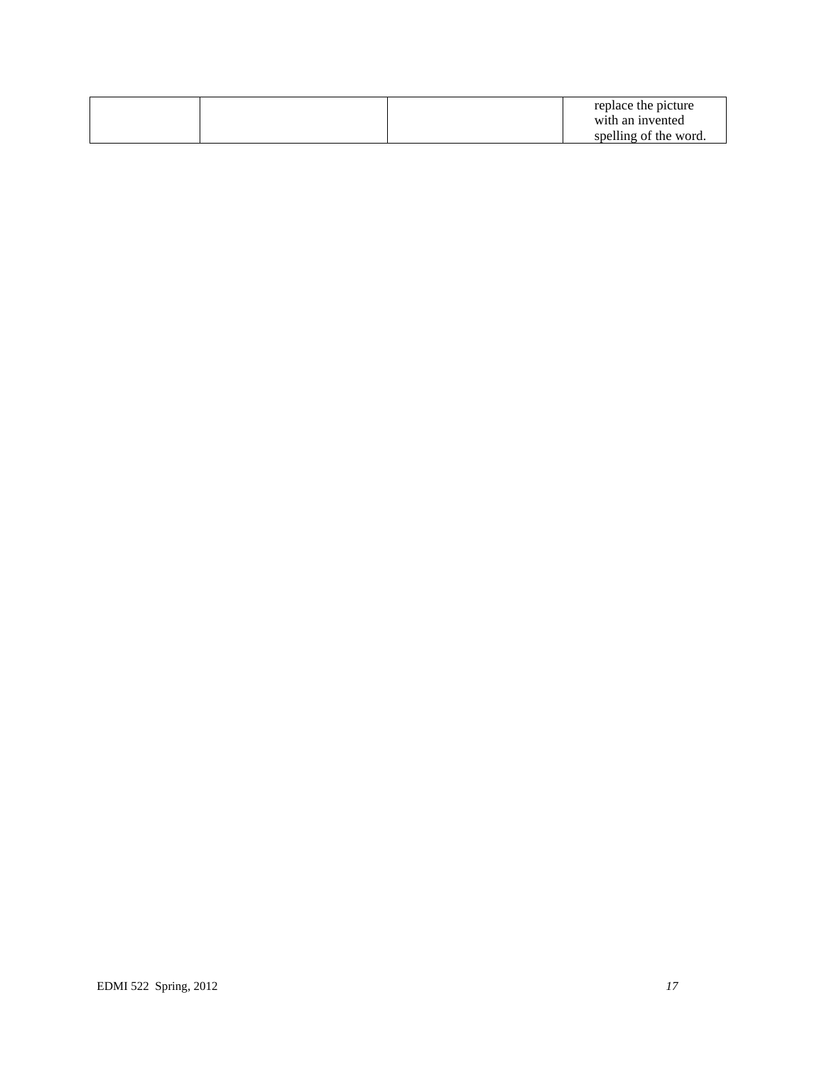| | | | |
|---|---|---|---|
| | | | replace the picture with an invented spelling of the word. |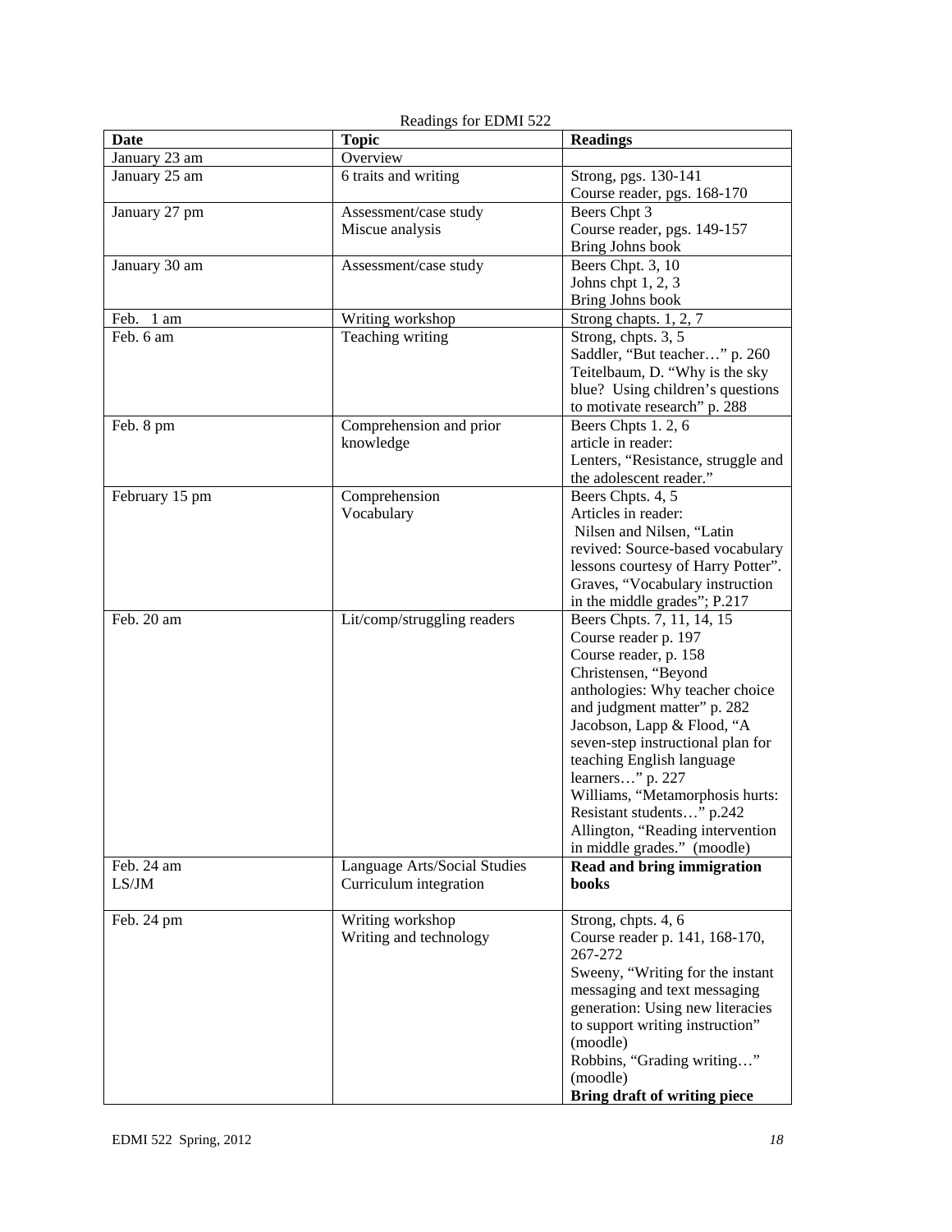Readings for EDMI 522

| Date | Topic | Readings |
|---|---|---|
| January 23 am | Overview | |
| January 25 am | 6 traits and writing | Strong, pgs. 130-141<br>Course reader, pgs. 168-170 |
| January 27 pm | Assessment/case study<br>Miscue analysis | Beers Chpt 3<br>Course reader, pgs. 149-157<br>Bring Johns book |
| January 30 am | Assessment/case study | Beers Chpt. 3, 10<br>Johns chpt 1, 2, 3<br>Bring Johns book |
| Feb. 1 am | Writing workshop | Strong chapts. 1, 2, 7 |
| Feb. 6 am | Teaching writing | Strong, chpts. 3, 5<br>Saddler, "But teacher…" p. 260<br>Teitelbaum, D. "Why is the sky blue? Using children's questions to motivate research" p. 288 |
| Feb. 8 pm | Comprehension and prior knowledge | Beers Chpts 1. 2, 6<br>article in reader:<br>Lenters, "Resistance, struggle and the adolescent reader." |
| February 15 pm | Comprehension<br>Vocabulary | Beers Chpts. 4, 5<br>Articles in reader:<br>Nilsen and Nilsen, "Latin revived: Source-based vocabulary lessons courtesy of Harry Potter".<br>Graves, "Vocabulary instruction in the middle grades"; P.217 |
| Feb. 20 am | Lit/comp/struggling readers | Beers Chpts. 7, 11, 14, 15<br>Course reader p. 197<br>Course reader, p. 158<br>Christensen, "Beyond anthologies: Why teacher choice and judgment matter" p. 282<br>Jacobson, Lapp & Flood, "A seven-step instructional plan for teaching English language learners…" p. 227<br>Williams, "Metamorphosis hurts: Resistant students…" p.242<br>Allington, "Reading intervention in middle grades." (moodle) |
| Feb. 24 am<br>LS/JM | Language Arts/Social Studies<br>Curriculum integration | **Read and bring immigration books** |
| Feb. 24 pm | Writing workshop<br>Writing and technology | Strong, chpts. 4, 6<br>Course reader p. 141, 168-170, 267-272<br>Sweeny, "Writing for the instant messaging and text messaging generation: Using new literacies to support writing instruction" (moodle)<br>Robbins, "Grading writing…" (moodle)<br>**Bring draft of writing piece** |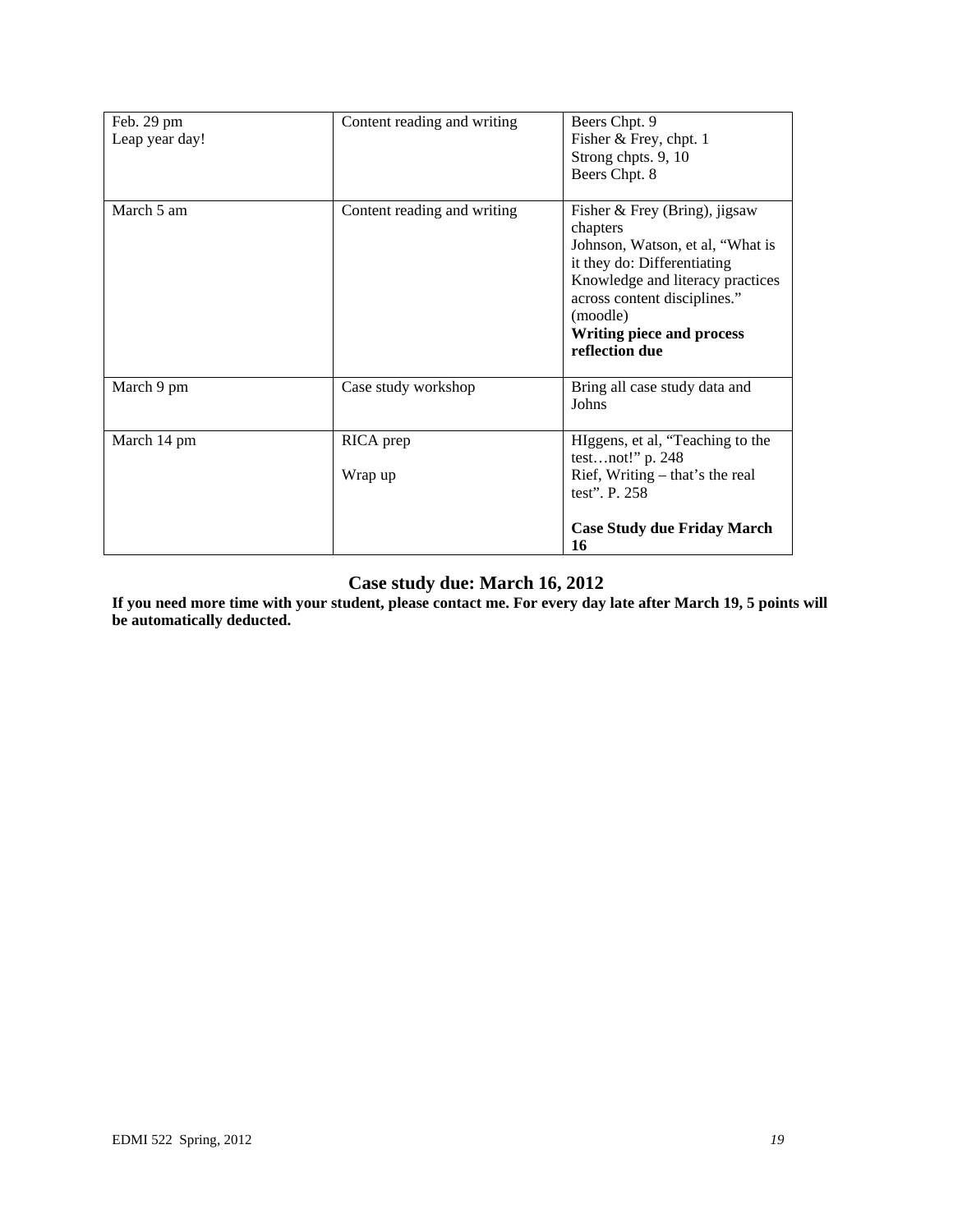| | | |
|---|---|---|
| Feb. 29 pm<br>Leap year day! | Content reading and writing | Beers Chpt. 9<br>Fisher & Frey, chpt. 1<br>Strong chpts. 9, 10<br>Beers Chpt. 8 |
| March 5 am | Content reading and writing | Fisher & Frey (Bring), jigsaw chapters<br>Johnson, Watson, et al, "What is it they do: Differentiating Knowledge and literacy practices across content disciplines." (moodle)<br>**Writing piece and process reflection due** |
| March 9 pm | Case study workshop | Bring all case study data and Johns |
| March 14 pm | RICA prep<br><br>Wrap up | HIggens, et al, "Teaching to the test…not!" p. 248<br>Rief, Writing – that's the real test". P. 258<br><br>**Case Study due Friday March 16** |

## Case study due: March 16, 2012

**If you need more time with your student, please contact me. For every day late after March 19, 5 points will be automatically deducted.**